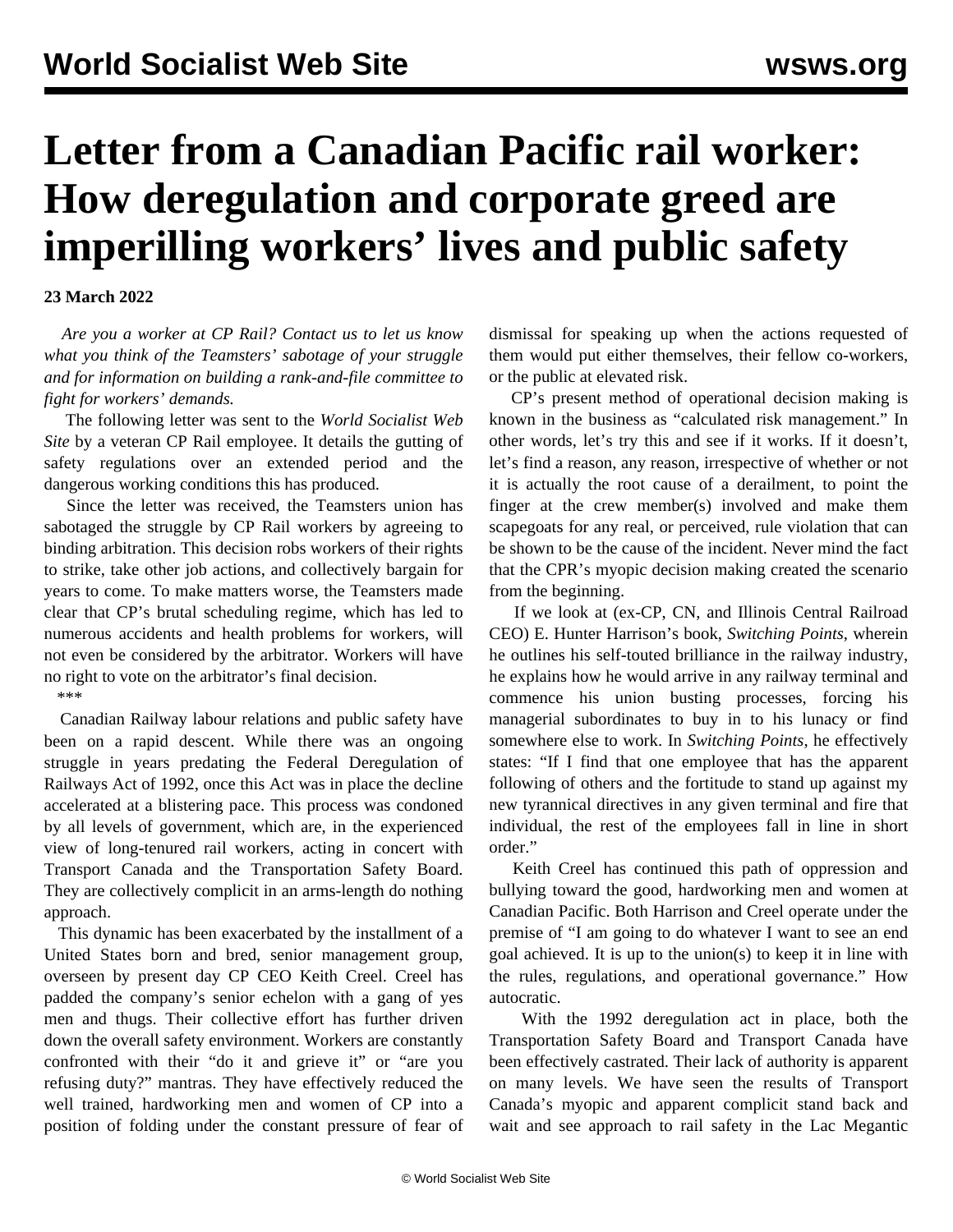# Letter from a Canadian Pacific rail worker: How deregulation and corporate greed are imperilling workers' lives and public safety

**23 March 2022**

*Are you a worker at CP Rail? Contact us to let us know what you think of the Teamsters' sabotage of your struggle and for information on building a rank-and-file committee to fight for workers' demands.*

The following letter was sent to the *World Socialist Web Site* by a veteran CP Rail employee. It details the gutting of safety regulations over an extended period and the dangerous working conditions this has produced.

Since the letter was received, the Teamsters union has sabotaged the struggle by CP Rail workers by agreeing to binding arbitration. This decision robs workers of their rights to strike, take other job actions, and collectively bargain for years to come. To make matters worse, the Teamsters made clear that CP's brutal scheduling regime, which has led to numerous accidents and health problems for workers, will not even be considered by the arbitrator. Workers will have no right to vote on the arbitrator's final decision.

\*\*\*

Canadian Railway labour relations and public safety have been on a rapid descent. While there was an ongoing struggle in years predating the Federal Deregulation of Railways Act of 1992, once this Act was in place the decline accelerated at a blistering pace. This process was condoned by all levels of government, which are, in the experienced view of long-tenured rail workers, acting in concert with Transport Canada and the Transportation Safety Board. They are collectively complicit in an arms-length do nothing approach.

This dynamic has been exacerbated by the installment of a United States born and bred, senior management group, overseen by present day CP CEO Keith Creel. Creel has padded the company's senior echelon with a gang of yes men and thugs. Their collective effort has further driven down the overall safety environment. Workers are constantly confronted with their "do it and grieve it" or "are you refusing duty?" mantras. They have effectively reduced the well trained, hardworking men and women of CP into a position of folding under the constant pressure of fear of dismissal for speaking up when the actions requested of them would put either themselves, their fellow co-workers, or the public at elevated risk.

CP's present method of operational decision making is known in the business as "calculated risk management." In other words, let's try this and see if it works. If it doesn't, let's find a reason, any reason, irrespective of whether or not it is actually the root cause of a derailment, to point the finger at the crew member(s) involved and make them scapegoats for any real, or perceived, rule violation that can be shown to be the cause of the incident. Never mind the fact that the CPR's myopic decision making created the scenario from the beginning.

If we look at (ex-CP, CN, and Illinois Central Railroad CEO) E. Hunter Harrison's book, *Switching Points*, wherein he outlines his self-touted brilliance in the railway industry, he explains how he would arrive in any railway terminal and commence his union busting processes, forcing his managerial subordinates to buy in to his lunacy or find somewhere else to work. In *Switching Points*, he effectively states: "If I find that one employee that has the apparent following of others and the fortitude to stand up against my new tyrannical directives in any given terminal and fire that individual, the rest of the employees fall in line in short order."

Keith Creel has continued this path of oppression and bullying toward the good, hardworking men and women at Canadian Pacific. Both Harrison and Creel operate under the premise of "I am going to do whatever I want to see an end goal achieved. It is up to the union(s) to keep it in line with the rules, regulations, and operational governance." How autocratic.

With the 1992 deregulation act in place, both the Transportation Safety Board and Transport Canada have been effectively castrated. Their lack of authority is apparent on many levels. We have seen the results of Transport Canada's myopic and apparent complicit stand back and wait and see approach to rail safety in the Lac Megantic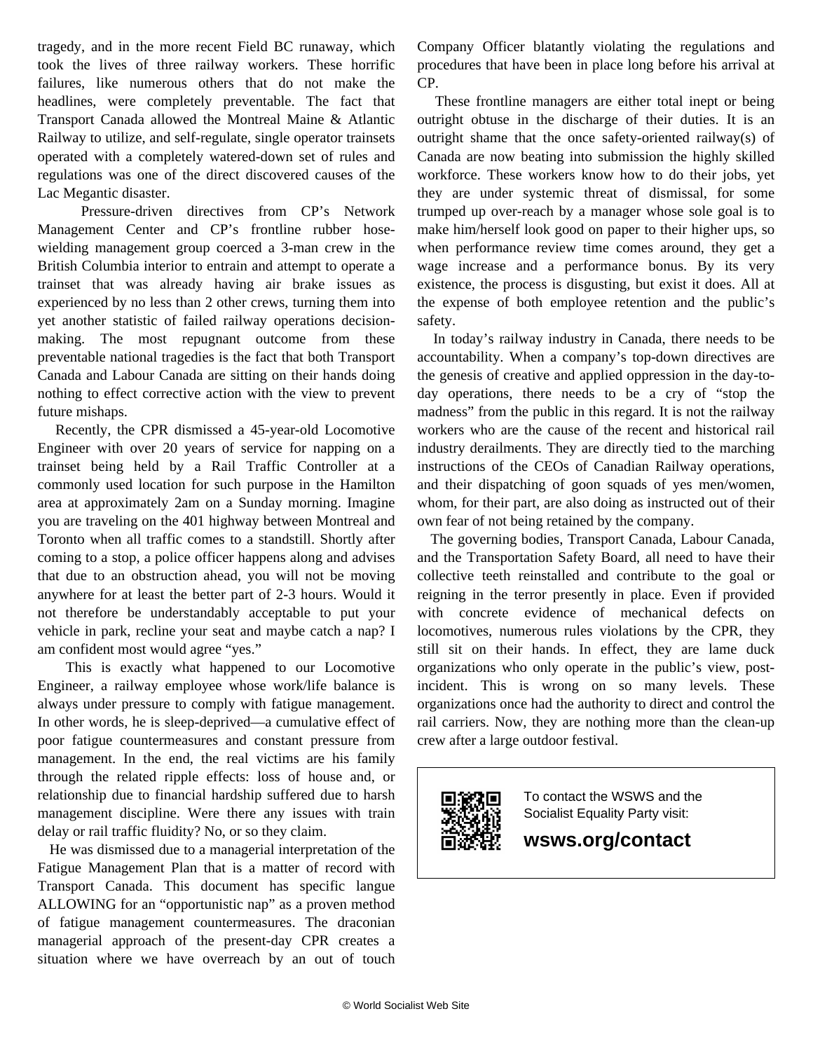tragedy, and in the more recent Field BC runaway, which took the lives of three railway workers. These horrific failures, like numerous others that do not make the headlines, were completely preventable. The fact that Transport Canada allowed the Montreal Maine & Atlantic Railway to utilize, and self-regulate, single operator trainsets operated with a completely watered-down set of rules and regulations was one of the direct discovered causes of the Lac Megantic disaster.

Pressure-driven directives from CP's Network Management Center and CP's frontline rubber hose-wielding management group coerced a 3-man crew in the British Columbia interior to entrain and attempt to operate a trainset that was already having air brake issues as experienced by no less than 2 other crews, turning them into yet another statistic of failed railway operations decision-making. The most repugnant outcome from these preventable national tragedies is the fact that both Transport Canada and Labour Canada are sitting on their hands doing nothing to effect corrective action with the view to prevent future mishaps.

Recently, the CPR dismissed a 45-year-old Locomotive Engineer with over 20 years of service for napping on a trainset being held by a Rail Traffic Controller at a commonly used location for such purpose in the Hamilton area at approximately 2am on a Sunday morning. Imagine you are traveling on the 401 highway between Montreal and Toronto when all traffic comes to a standstill. Shortly after coming to a stop, a police officer happens along and advises that due to an obstruction ahead, you will not be moving anywhere for at least the better part of 2-3 hours. Would it not therefore be understandably acceptable to put your vehicle in park, recline your seat and maybe catch a nap? I am confident most would agree "yes."

This is exactly what happened to our Locomotive Engineer, a railway employee whose work/life balance is always under pressure to comply with fatigue management. In other words, he is sleep-deprived—a cumulative effect of poor fatigue countermeasures and constant pressure from management. In the end, the real victims are his family through the related ripple effects: loss of house and, or relationship due to financial hardship suffered due to harsh management discipline. Were there any issues with train delay or rail traffic fluidity? No, or so they claim.

He was dismissed due to a managerial interpretation of the Fatigue Management Plan that is a matter of record with Transport Canada. This document has specific langue ALLOWING for an "opportunistic nap" as a proven method of fatigue management countermeasures. The draconian managerial approach of the present-day CPR creates a situation where we have overreach by an out of touch Company Officer blatantly violating the regulations and procedures that have been in place long before his arrival at CP.

These frontline managers are either total inept or being outright obtuse in the discharge of their duties. It is an outright shame that the once safety-oriented railway(s) of Canada are now beating into submission the highly skilled workforce. These workers know how to do their jobs, yet they are under systemic threat of dismissal, for some trumped up over-reach by a manager whose sole goal is to make him/herself look good on paper to their higher ups, so when performance review time comes around, they get a wage increase and a performance bonus. By its very existence, the process is disgusting, but exist it does. All at the expense of both employee retention and the public's safety.

In today's railway industry in Canada, there needs to be accountability. When a company's top-down directives are the genesis of creative and applied oppression in the day-to-day operations, there needs to be a cry of "stop the madness" from the public in this regard. It is not the railway workers who are the cause of the recent and historical rail industry derailments. They are directly tied to the marching instructions of the CEOs of Canadian Railway operations, and their dispatching of goon squads of yes men/women, whom, for their part, are also doing as instructed out of their own fear of not being retained by the company.

The governing bodies, Transport Canada, Labour Canada, and the Transportation Safety Board, all need to have their collective teeth reinstalled and contribute to the goal or reigning in the terror presently in place. Even if provided with concrete evidence of mechanical defects on locomotives, numerous rules violations by the CPR, they still sit on their hands. In effect, they are lame duck organizations who only operate in the public's view, post-incident. This is wrong on so many levels. These organizations once had the authority to direct and control the rail carriers. Now, they are nothing more than the clean-up crew after a large outdoor festival.

To contact the WSWS and the Socialist Equality Party visit:

**wsws.org/contact**